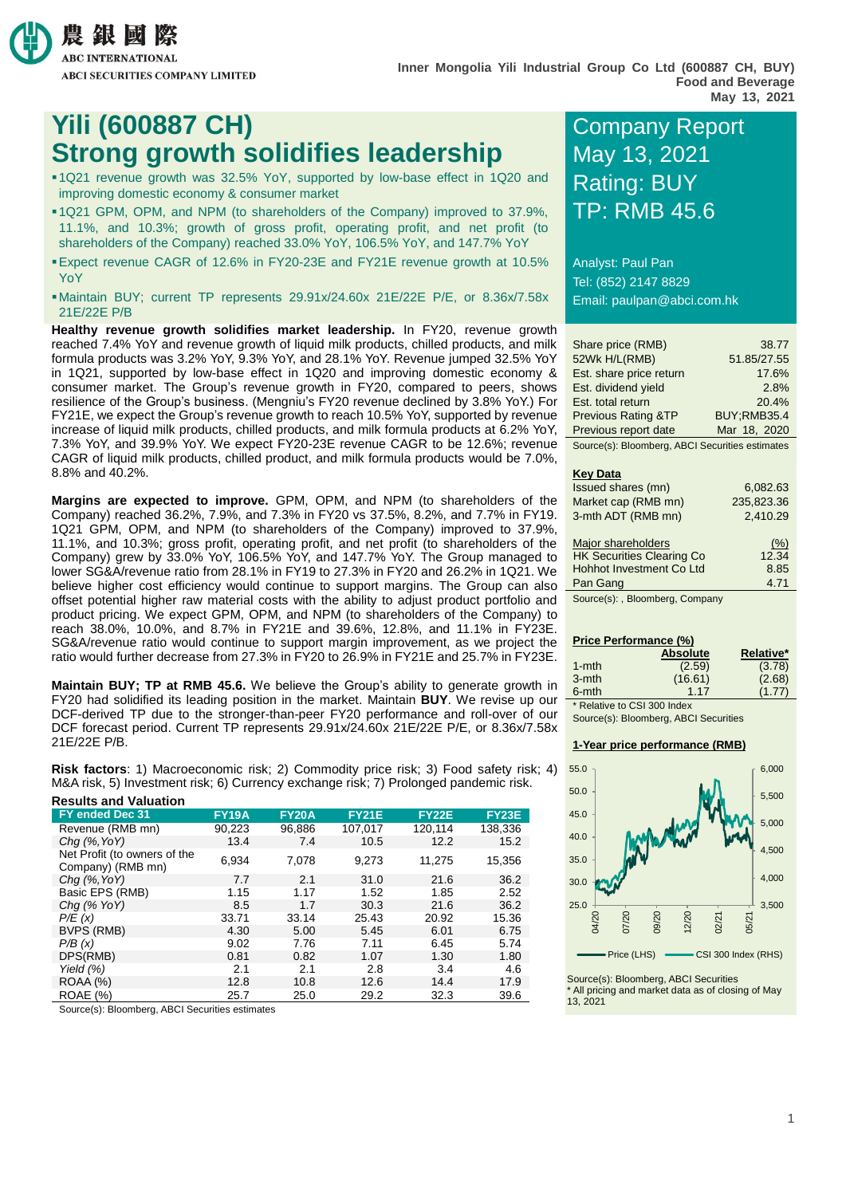農銀國際
ABC INTERNATIONAL
ABCI SECURITIES COMPANY LIMITED

Inner Mongolia Yili Industrial Group Co Ltd (600887 CH, BUY)
Food and Beverage
May 13, 2021

# Yili (600887 CH)
# Strong growth solidifies leadership

- 1Q21 revenue growth was 32.5% YoY, supported by low-base effect in 1Q20 and improving domestic economy & consumer market
- 1Q21 GPM, OPM, and NPM (to shareholders of the Company) improved to 37.9%, 11.1%, and 10.3%; growth of gross profit, operating profit, and net profit (to shareholders of the Company) reached 33.0% YoY, 106.5% YoY, and 147.7% YoY
- Expect revenue CAGR of 12.6% in FY20-23E and FY21E revenue growth at 10.5% YoY
- Maintain BUY; current TP represents 29.91x/24.60x 21E/22E P/E, or 8.36x/7.58x 21E/22E P/B

**Healthy revenue growth solidifies market leadership.** In FY20, revenue growth reached 7.4% YoY and revenue growth of liquid milk products, chilled products, and milk formula products was 3.2% YoY, 9.3% YoY, and 28.1% YoY. Revenue jumped 32.5% YoY in 1Q21, supported by low-base effect in 1Q20 and improving domestic economy & consumer market. The Group's revenue growth in FY20, compared to peers, shows resilience of the Group's business. (Mengniu's FY20 revenue declined by 3.8% YoY.) For FY21E, we expect the Group's revenue growth to reach 10.5% YoY, supported by revenue increase of liquid milk products, chilled products, and milk formula products at 6.2% YoY, 7.3% YoY, and 39.9% YoY. We expect FY20-23E revenue CAGR to be 12.6%; revenue CAGR of liquid milk products, chilled product, and milk formula products would be 7.0%, 8.8% and 40.2%.

**Margins are expected to improve.** GPM, OPM, and NPM (to shareholders of the Company) reached 36.2%, 7.9%, and 7.3% in FY20 vs 37.5%, 8.2%, and 7.7% in FY19. 1Q21 GPM, OPM, and NPM (to shareholders of the Company) improved to 37.9%, 11.1%, and 10.3%; gross profit, operating profit, and net profit (to shareholders of the Company) grew by 33.0% YoY, 106.5% YoY, and 147.7% YoY. The Group managed to lower SG&A/revenue ratio from 28.1% in FY19 to 27.3% in FY20 and 26.2% in 1Q21. We believe higher cost efficiency would continue to support margins. The Group can also offset potential higher raw material costs with the ability to adjust product portfolio and product pricing. We expect GPM, OPM, and NPM (to shareholders of the Company) to reach 38.0%, 10.0%, and 8.7% in FY21E and 39.6%, 12.8%, and 11.1% in FY23E. SG&A/revenue ratio would continue to support margin improvement, as we project the ratio would further decrease from 27.3% in FY20 to 26.9% in FY21E and 25.7% in FY23E.

**Maintain BUY; TP at RMB 45.6.** We believe the Group's ability to generate growth in FY20 had solidified its leading position in the market. Maintain **BUY**. We revise up our DCF-derived TP due to the stronger-than-peer FY20 performance and roll-over of our DCF forecast period. Current TP represents 29.91x/24.60x 21E/22E P/E, or 8.36x/7.58x 21E/22E P/B.

**Risk factors**: 1) Macroeconomic risk; 2) Commodity price risk; 3) Food safety risk; 4) M&A risk, 5) Investment risk; 6) Currency exchange risk; 7) Prolonged pandemic risk.

**Results and Valuation**

| FY ended Dec 31 | FY19A | FY20A | FY21E | FY22E | FY23E |
|---|---|---|---|---|---|
| Revenue (RMB mn) | 90,223 | 96,886 | 107,017 | 120,114 | 138,336 |
| *Chg (%,YoY)* | 13.4 | 7.4 | 10.5 | 12.2 | 15.2 |
| Net Profit (to owners of the Company) (RMB mn) | 6,934 | 7,078 | 9,273 | 11,275 | 15,356 |
| *Chg (%,YoY)* | 7.7 | 2.1 | 31.0 | 21.6 | 36.2 |
| Basic EPS (RMB) | 1.15 | 1.17 | 1.52 | 1.85 | 2.52 |
| *Chg (% YoY)* | 8.5 | 1.7 | 30.3 | 21.6 | 36.2 |
| *P/E (x)* | 33.71 | 33.14 | 25.43 | 20.92 | 15.36 |
| BVPS (RMB) | 4.30 | 5.00 | 5.45 | 6.01 | 6.75 |
| *P/B (x)* | 9.02 | 7.76 | 7.11 | 6.45 | 5.74 |
| DPS(RMB) | 0.81 | 0.82 | 1.07 | 1.30 | 1.80 |
| *Yield (%)* | 2.1 | 2.1 | 2.8 | 3.4 | 4.6 |
| ROAA (%) | 12.8 | 10.8 | 12.6 | 14.4 | 17.9 |
| ROAE (%) | 25.7 | 25.0 | 29.2 | 32.3 | 39.6 |

Source(s): Bloomberg, ABCI Securities estimates

## Company Report
## May 13, 2021
## Rating: BUY
## TP: RMB 45.6

Analyst: Paul Pan
Tel: (852) 2147 8829
Email: paulpan@abci.com.hk

| | |
|---|---|
| Share price (RMB) | 38.77 |
| 52Wk H/L(RMB) | 51.85/27.55 |
| Est. share price return | 17.6% |
| Est. dividend yield | 2.8% |
| Est. total return | 20.4% |
| Previous Rating &TP | BUY;RMB35.4 |
| Previous report date | Mar 18, 2020 |

Source(s): Bloomberg, ABCI Securities estimates

**Key Data**

| | |
|---|---|
| Issued shares (mn) | 6,082.63 |
| Market cap (RMB mn) | 235,823.36 |
| 3-mth ADT (RMB mn) | 2,410.29 |

| Major shareholders | (%) |
|---|---|
| HK Securities Clearing Co | 12.34 |
| Hohhot Investment Co Ltd | 8.85 |
| Pan Gang | 4.71 |

Source(s): , Bloomberg, Company

**Price Performance (%)**

| | Absolute | Relative* |
|---|---|---|
| 1-mth | (2.59) | (3.78) |
| 3-mth | (16.61) | (2.68) |
| 6-mth | 1.17 | (1.77) |

\* Relative to CSI 300 Index
Source(s): Bloomberg, ABCI Securities

**1-Year price performance (RMB)**

Price (LHS) — CSI 300 Index (RHS)

Source(s): Bloomberg, ABCI Securities
\* All pricing and market data as of closing of May 13, 2021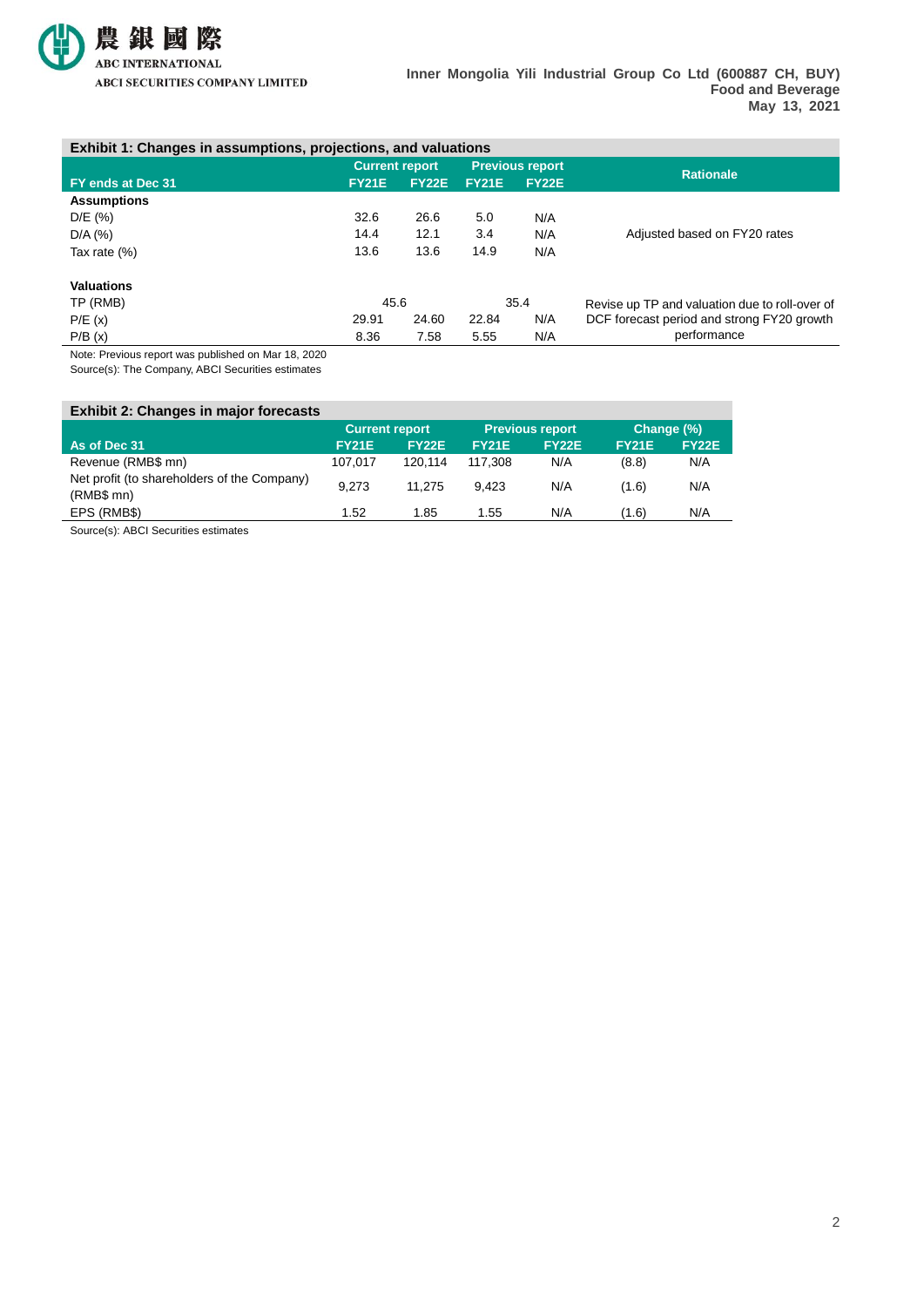**Exhibit 1: Changes in assumptions, projections, and valuations**

| FY ends at Dec 31 | Current report | | Previous report | | Rationale |
|---|---|---|---|---|---|
| | FY21E | FY22E | FY21E | FY22E | |
| **Assumptions** | | | | | |
| D/E (%) | 32.6 | 26.6 | 5.0 | N/A | Adjusted based on FY20 rates |
| D/A (%) | 14.4 | 12.1 | 3.4 | N/A | |
| Tax rate (%) | 13.6 | 13.6 | 14.9 | N/A | |
| **Valuations** | | | | | |
| TP (RMB) | 45.6 | | 35.4 | | Revise up TP and valuation due to roll-over of DCF forecast period and strong FY20 growth performance |
| P/E (x) | 29.91 | 24.60 | 22.84 | N/A | |
| P/B (x) | 8.36 | 7.58 | 5.55 | N/A | |

Note: Previous report was published on Mar 18, 2020
Source(s): The Company, ABCI Securities estimates

**Exhibit 2: Changes in major forecasts**

| As of Dec 31 | Current report | | Previous report | | Change (%) | |
|---|---|---|---|---|---|---|
| | FY21E | FY22E | FY21E | FY22E | FY21E | FY22E |
| Revenue (RMB$ mn) | 107,017 | 120,114 | 117,308 | N/A | (8.8) | N/A |
| Net profit (to shareholders of the Company) (RMB$ mn) | 9,273 | 11,275 | 9,423 | N/A | (1.6) | N/A |
| EPS (RMB$) | 1.52 | 1.85 | 1.55 | N/A | (1.6) | N/A |

Source(s): ABCI Securities estimates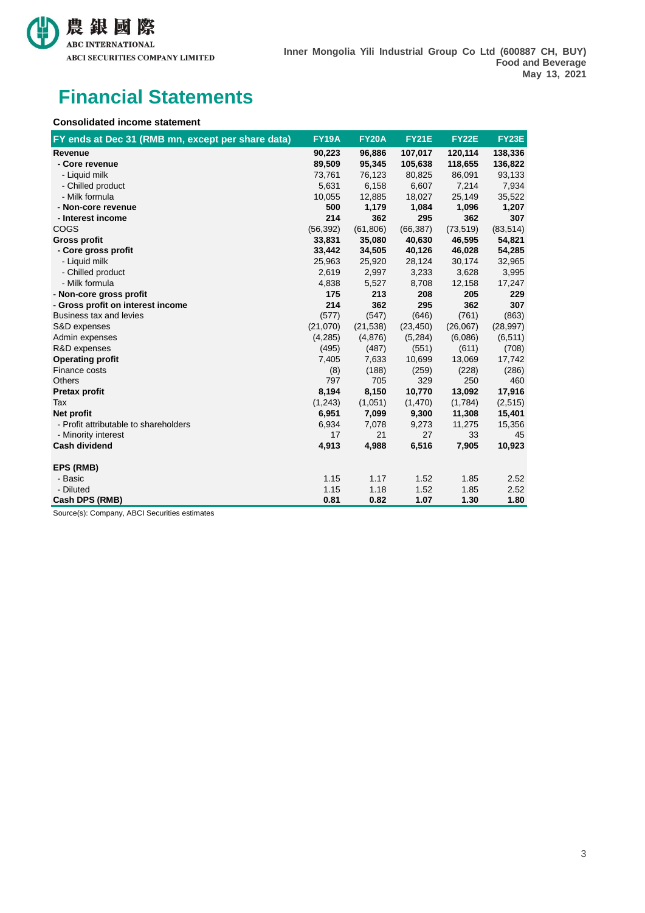# Financial Statements

**Consolidated income statement**

| FY ends at Dec 31 (RMB mn, except per share data) | FY19A | FY20A | FY21E | FY22E | FY23E |
|---|---|---|---|---|---|
| **Revenue** | **90,223** | **96,886** | **107,017** | **120,114** | **138,336** |
| **- Core revenue** | **89,509** | **95,345** | **105,638** | **118,655** | **136,822** |
| - Liquid milk | 73,761 | 76,123 | 80,825 | 86,091 | 93,133 |
| - Chilled product | 5,631 | 6,158 | 6,607 | 7,214 | 7,934 |
| - Milk formula | 10,055 | 12,885 | 18,027 | 25,149 | 35,522 |
| **- Non-core revenue** | **500** | **1,179** | **1,084** | **1,096** | **1,207** |
| **- Interest income** | **214** | **362** | **295** | **362** | **307** |
| COGS | (56,392) | (61,806) | (66,387) | (73,519) | (83,514) |
| **Gross profit** | **33,831** | **35,080** | **40,630** | **46,595** | **54,821** |
| **- Core gross profit** | **33,442** | **34,505** | **40,126** | **46,028** | **54,285** |
| - Liquid milk | 25,963 | 25,920 | 28,124 | 30,174 | 32,965 |
| - Chilled product | 2,619 | 2,997 | 3,233 | 3,628 | 3,995 |
| - Milk formula | 4,838 | 5,527 | 8,708 | 12,158 | 17,247 |
| **- Non-core gross profit** | **175** | **213** | **208** | **205** | **229** |
| **- Gross profit on interest income** | **214** | **362** | **295** | **362** | **307** |
| Business tax and levies | (577) | (547) | (646) | (761) | (863) |
| S&D expenses | (21,070) | (21,538) | (23,450) | (26,067) | (28,997) |
| Admin expenses | (4,285) | (4,876) | (5,284) | (6,086) | (6,511) |
| R&D expenses | (495) | (487) | (551) | (611) | (708) |
| **Operating profit** | **7,405** | **7,633** | **10,699** | **13,069** | **17,742** |
| Finance costs | (8) | (188) | (259) | (228) | (286) |
| Others | 797 | 705 | 329 | 250 | 460 |
| **Pretax profit** | **8,194** | **8,150** | **10,770** | **13,092** | **17,916** |
| Tax | (1,243) | (1,051) | (1,470) | (1,784) | (2,515) |
| **Net profit** | **6,951** | **7,099** | **9,300** | **11,308** | **15,401** |
| - Profit attributable to shareholders | 6,934 | 7,078 | 9,273 | 11,275 | 15,356 |
| - Minority interest | 17 | 21 | 27 | 33 | 45 |
| **Cash dividend** | **4,913** | **4,988** | **6,516** | **7,905** | **10,923** |
| | | | | | |
| **EPS (RMB)** | | | | | |
| - Basic | 1.15 | 1.17 | 1.52 | 1.85 | 2.52 |
| - Diluted | 1.15 | 1.18 | 1.52 | 1.85 | 2.52 |
| **Cash DPS (RMB)** | **0.81** | **0.82** | **1.07** | **1.30** | **1.80** |

Source(s): Company, ABCI Securities estimates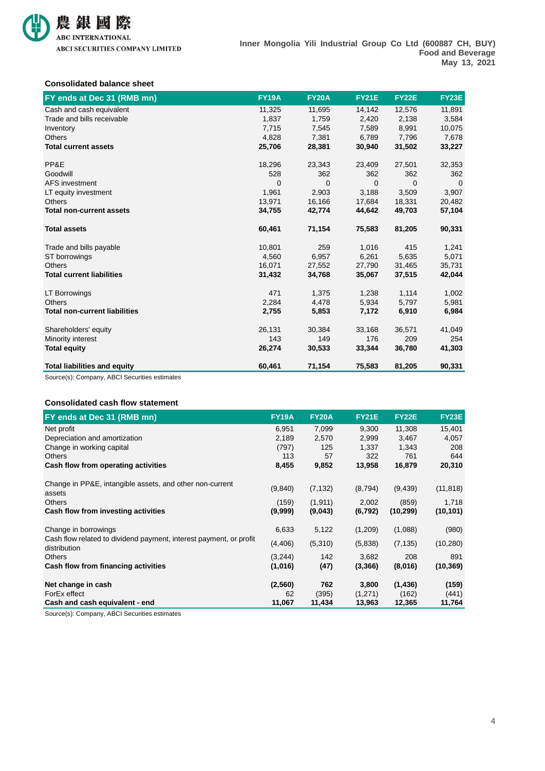### Consolidated balance sheet

| FY ends at Dec 31 (RMB mn) | FY19A | FY20A | FY21E | FY22E | FY23E |
|---|---|---|---|---|---|
| Cash and cash equivalent | 11,325 | 11,695 | 14,142 | 12,576 | 11,891 |
| Trade and bills receivable | 1,837 | 1,759 | 2,420 | 2,138 | 3,584 |
| Inventory | 7,715 | 7,545 | 7,589 | 8,991 | 10,075 |
| Others | 4,828 | 7,381 | 6,789 | 7,796 | 7,678 |
| **Total current assets** | **25,706** | **28,381** | **30,940** | **31,502** | **33,227** |
| | | | | | |
| PP&E | 18,296 | 23,343 | 23,409 | 27,501 | 32,353 |
| Goodwill | 528 | 362 | 362 | 362 | 362 |
| AFS investment | 0 | 0 | 0 | 0 | 0 |
| LT equity investment | 1,961 | 2,903 | 3,188 | 3,509 | 3,907 |
| Others | 13,971 | 16,166 | 17,684 | 18,331 | 20,482 |
| **Total non-current assets** | **34,755** | **42,774** | **44,642** | **49,703** | **57,104** |
| | | | | | |
| **Total assets** | **60,461** | **71,154** | **75,583** | **81,205** | **90,331** |
| | | | | | |
| Trade and bills payable | 10,801 | 259 | 1,016 | 415 | 1,241 |
| ST borrowings | 4,560 | 6,957 | 6,261 | 5,635 | 5,071 |
| Others | 16,071 | 27,552 | 27,790 | 31,465 | 35,731 |
| **Total current liabilities** | **31,432** | **34,768** | **35,067** | **37,515** | **42,044** |
| | | | | | |
| LT Borrowings | 471 | 1,375 | 1,238 | 1,114 | 1,002 |
| Others | 2,284 | 4,478 | 5,934 | 5,797 | 5,981 |
| **Total non-current liabilities** | **2,755** | **5,853** | **7,172** | **6,910** | **6,984** |
| | | | | | |
| Shareholders' equity | 26,131 | 30,384 | 33,168 | 36,571 | 41,049 |
| Minority interest | 143 | 149 | 176 | 209 | 254 |
| **Total equity** | **26,274** | **30,533** | **33,344** | **36,780** | **41,303** |
| | | | | | |
| **Total liabilities and equity** | **60,461** | **71,154** | **75,583** | **81,205** | **90,331** |

Source(s): Company, ABCI Securities estimates

### Consolidated cash flow statement

| FY ends at Dec 31 (RMB mn) | FY19A | FY20A | FY21E | FY22E | FY23E |
|---|---|---|---|---|---|
| Net profit | 6,951 | 7,099 | 9,300 | 11,308 | 15,401 |
| Depreciation and amortization | 2,189 | 2,570 | 2,999 | 3,467 | 4,057 |
| Change in working capital | (797) | 125 | 1,337 | 1,343 | 208 |
| Others | 113 | 57 | 322 | 761 | 644 |
| **Cash flow from operating activities** | **8,455** | **9,852** | **13,958** | **16,879** | **20,310** |
| | | | | | |
| Change in PP&E, intangible assets, and other non-current assets | (9,840) | (7,132) | (8,794) | (9,439) | (11,818) |
| Others | (159) | (1,911) | 2,002 | (859) | 1,718 |
| **Cash flow from investing activities** | **(9,999)** | **(9,043)** | **(6,792)** | **(10,299)** | **(10,101)** |
| | | | | | |
| Change in borrowings | 6,633 | 5,122 | (1,209) | (1,088) | (980) |
| Cash flow related to dividend payment, interest payment, or profit distribution | (4,406) | (5,310) | (5,838) | (7,135) | (10,280) |
| Others | (3,244) | 142 | 3,682 | 208 | 891 |
| **Cash flow from financing activities** | **(1,016)** | **(47)** | **(3,366)** | **(8,016)** | **(10,369)** |
| | | | | | |
| **Net change in cash** | **(2,560)** | **762** | **3,800** | **(1,436)** | **(159)** |
| ForEx effect | 62 | (395) | (1,271) | (162) | (441) |
| **Cash and cash equivalent - end** | **11,067** | **11,434** | **13,963** | **12,365** | **11,764** |

Source(s): Company, ABCI Securities estimates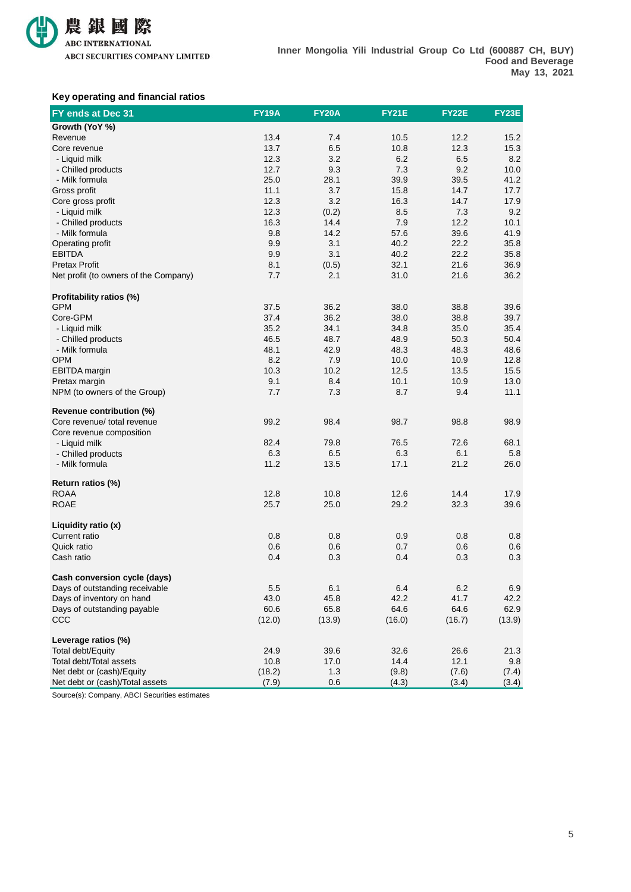### Key operating and financial ratios

| FY ends at Dec 31 | FY19A | FY20A | FY21E | FY22E | FY23E |
|---|---|---|---|---|---|
| **Growth (YoY %)** | | | | | |
| Revenue | 13.4 | 7.4 | 10.5 | 12.2 | 15.2 |
| Core revenue | 13.7 | 6.5 | 10.8 | 12.3 | 15.3 |
| - Liquid milk | 12.3 | 3.2 | 6.2 | 6.5 | 8.2 |
| - Chilled products | 12.7 | 9.3 | 7.3 | 9.2 | 10.0 |
| - Milk formula | 25.0 | 28.1 | 39.9 | 39.5 | 41.2 |
| Gross profit | 11.1 | 3.7 | 15.8 | 14.7 | 17.7 |
| Core gross profit | 12.3 | 3.2 | 16.3 | 14.7 | 17.9 |
| - Liquid milk | 12.3 | (0.2) | 8.5 | 7.3 | 9.2 |
| - Chilled products | 16.3 | 14.4 | 7.9 | 12.2 | 10.1 |
| - Milk formula | 9.8 | 14.2 | 57.6 | 39.6 | 41.9 |
| Operating profit | 9.9 | 3.1 | 40.2 | 22.2 | 35.8 |
| EBITDA | 9.9 | 3.1 | 40.2 | 22.2 | 35.8 |
| Pretax Profit | 8.1 | (0.5) | 32.1 | 21.6 | 36.9 |
| Net profit (to owners of the Company) | 7.7 | 2.1 | 31.0 | 21.6 | 36.2 |
| | | | | | |
| **Profitability ratios (%)** | | | | | |
| GPM | 37.5 | 36.2 | 38.0 | 38.8 | 39.6 |
| Core-GPM | 37.4 | 36.2 | 38.0 | 38.8 | 39.7 |
| - Liquid milk | 35.2 | 34.1 | 34.8 | 35.0 | 35.4 |
| - Chilled products | 46.5 | 48.7 | 48.9 | 50.3 | 50.4 |
| - Milk formula | 48.1 | 42.9 | 48.3 | 48.3 | 48.6 |
| OPM | 8.2 | 7.9 | 10.0 | 10.9 | 12.8 |
| EBITDA margin | 10.3 | 10.2 | 12.5 | 13.5 | 15.5 |
| Pretax margin | 9.1 | 8.4 | 10.1 | 10.9 | 13.0 |
| NPM (to owners of the Group) | 7.7 | 7.3 | 8.7 | 9.4 | 11.1 |
| | | | | | |
| **Revenue contribution (%)** | | | | | |
| Core revenue/ total revenue | 99.2 | 98.4 | 98.7 | 98.8 | 98.9 |
| Core revenue composition | | | | | |
| - Liquid milk | 82.4 | 79.8 | 76.5 | 72.6 | 68.1 |
| - Chilled products | 6.3 | 6.5 | 6.3 | 6.1 | 5.8 |
| - Milk formula | 11.2 | 13.5 | 17.1 | 21.2 | 26.0 |
| | | | | | |
| **Return ratios (%)** | | | | | |
| ROAA | 12.8 | 10.8 | 12.6 | 14.4 | 17.9 |
| ROAE | 25.7 | 25.0 | 29.2 | 32.3 | 39.6 |
| | | | | | |
| **Liquidity ratio (x)** | | | | | |
| Current ratio | 0.8 | 0.8 | 0.9 | 0.8 | 0.8 |
| Quick ratio | 0.6 | 0.6 | 0.7 | 0.6 | 0.6 |
| Cash ratio | 0.4 | 0.3 | 0.4 | 0.3 | 0.3 |
| | | | | | |
| **Cash conversion cycle (days)** | | | | | |
| Days of outstanding receivable | 5.5 | 6.1 | 6.4 | 6.2 | 6.9 |
| Days of inventory on hand | 43.0 | 45.8 | 42.2 | 41.7 | 42.2 |
| Days of outstanding payable | 60.6 | 65.8 | 64.6 | 64.6 | 62.9 |
| CCC | (12.0) | (13.9) | (16.0) | (16.7) | (13.9) |
| | | | | | |
| **Leverage ratios (%)** | | | | | |
| Total debt/Equity | 24.9 | 39.6 | 32.6 | 26.6 | 21.3 |
| Total debt/Total assets | 10.8 | 17.0 | 14.4 | 12.1 | 9.8 |
| Net debt or (cash)/Equity | (18.2) | 1.3 | (9.8) | (7.6) | (7.4) |
| Net debt or (cash)/Total assets | (7.9) | 0.6 | (4.3) | (3.4) | (3.4) |

Source(s): Company, ABCI Securities estimates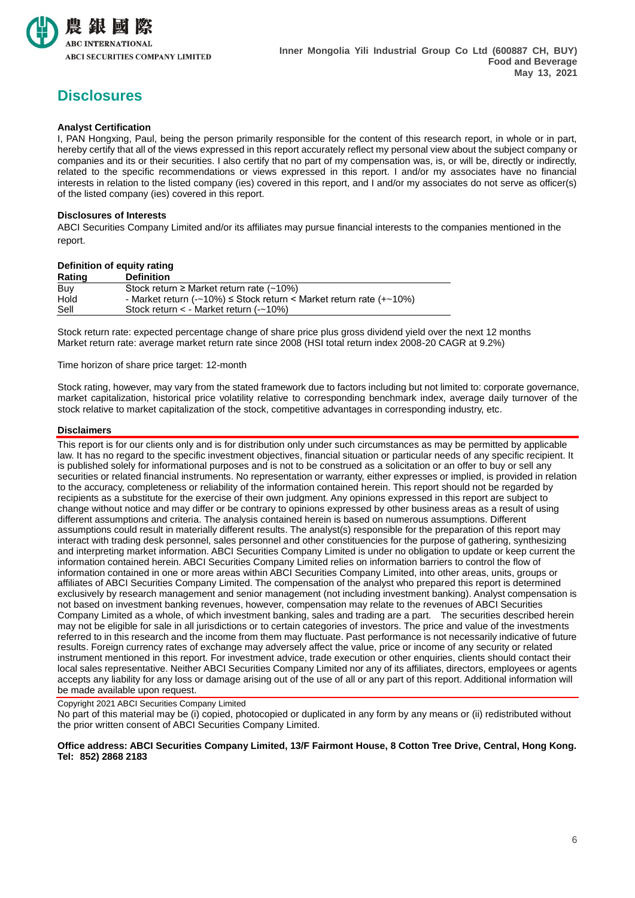# Disclosures

### Analyst Certification

I, PAN Hongxing, Paul, being the person primarily responsible for the content of this research report, in whole or in part, hereby certify that all of the views expressed in this report accurately reflect my personal view about the subject company or companies and its or their securities. I also certify that no part of my compensation was, is, or will be, directly or indirectly, related to the specific recommendations or views expressed in this report. I and/or my associates have no financial interests in relation to the listed company (ies) covered in this report, and I and/or my associates do not serve as officer(s) of the listed company (ies) covered in this report.

### Disclosures of Interests

ABCI Securities Company Limited and/or its affiliates may pursue financial interests to the companies mentioned in the report.

### Definition of equity rating

| Rating | Definition |
|---|---|
| Buy | Stock return ≥ Market return rate (~10%) |
| Hold | - Market return (-~10%) ≤ Stock return < Market return rate (+~10%) |
| Sell | Stock return < - Market return (-~10%) |

Stock return rate: expected percentage change of share price plus gross dividend yield over the next 12 months
Market return rate: average market return rate since 2008 (HSI total return index 2008-20 CAGR at 9.2%)

Time horizon of share price target: 12-month

Stock rating, however, may vary from the stated framework due to factors including but not limited to: corporate governance, market capitalization, historical price volatility relative to corresponding benchmark index, average daily turnover of the stock relative to market capitalization of the stock, competitive advantages in corresponding industry, etc.

### Disclaimers

This report is for our clients only and is for distribution only under such circumstances as may be permitted by applicable law. It has no regard to the specific investment objectives, financial situation or particular needs of any specific recipient. It is published solely for informational purposes and is not to be construed as a solicitation or an offer to buy or sell any securities or related financial instruments. No representation or warranty, either expresses or implied, is provided in relation to the accuracy, completeness or reliability of the information contained herein. This report should not be regarded by recipients as a substitute for the exercise of their own judgment. Any opinions expressed in this report are subject to change without notice and may differ or be contrary to opinions expressed by other business areas as a result of using different assumptions and criteria. The analysis contained herein is based on numerous assumptions. Different assumptions could result in materially different results. The analyst(s) responsible for the preparation of this report may interact with trading desk personnel, sales personnel and other constituencies for the purpose of gathering, synthesizing and interpreting market information. ABCI Securities Company Limited is under no obligation to update or keep current the information contained herein. ABCI Securities Company Limited relies on information barriers to control the flow of information contained in one or more areas within ABCI Securities Company Limited, into other areas, units, groups or affiliates of ABCI Securities Company Limited. The compensation of the analyst who prepared this report is determined exclusively by research management and senior management (not including investment banking). Analyst compensation is not based on investment banking revenues, however, compensation may relate to the revenues of ABCI Securities Company Limited as a whole, of which investment banking, sales and trading are a part. The securities described herein may not be eligible for sale in all jurisdictions or to certain categories of investors. The price and value of the investments referred to in this research and the income from them may fluctuate. Past performance is not necessarily indicative of future results. Foreign currency rates of exchange may adversely affect the value, price or income of any security or related instrument mentioned in this report. For investment advice, trade execution or other enquiries, clients should contact their local sales representative. Neither ABCI Securities Company Limited nor any of its affiliates, directors, employees or agents accepts any liability for any loss or damage arising out of the use of all or any part of this report. Additional information will be made available upon request.

Copyright 2021 ABCI Securities Company Limited

No part of this material may be (i) copied, photocopied or duplicated in any form by any means or (ii) redistributed without the prior written consent of ABCI Securities Company Limited.

**Office address: ABCI Securities Company Limited, 13/F Fairmont House, 8 Cotton Tree Drive, Central, Hong Kong. Tel: 852) 2868 2183**